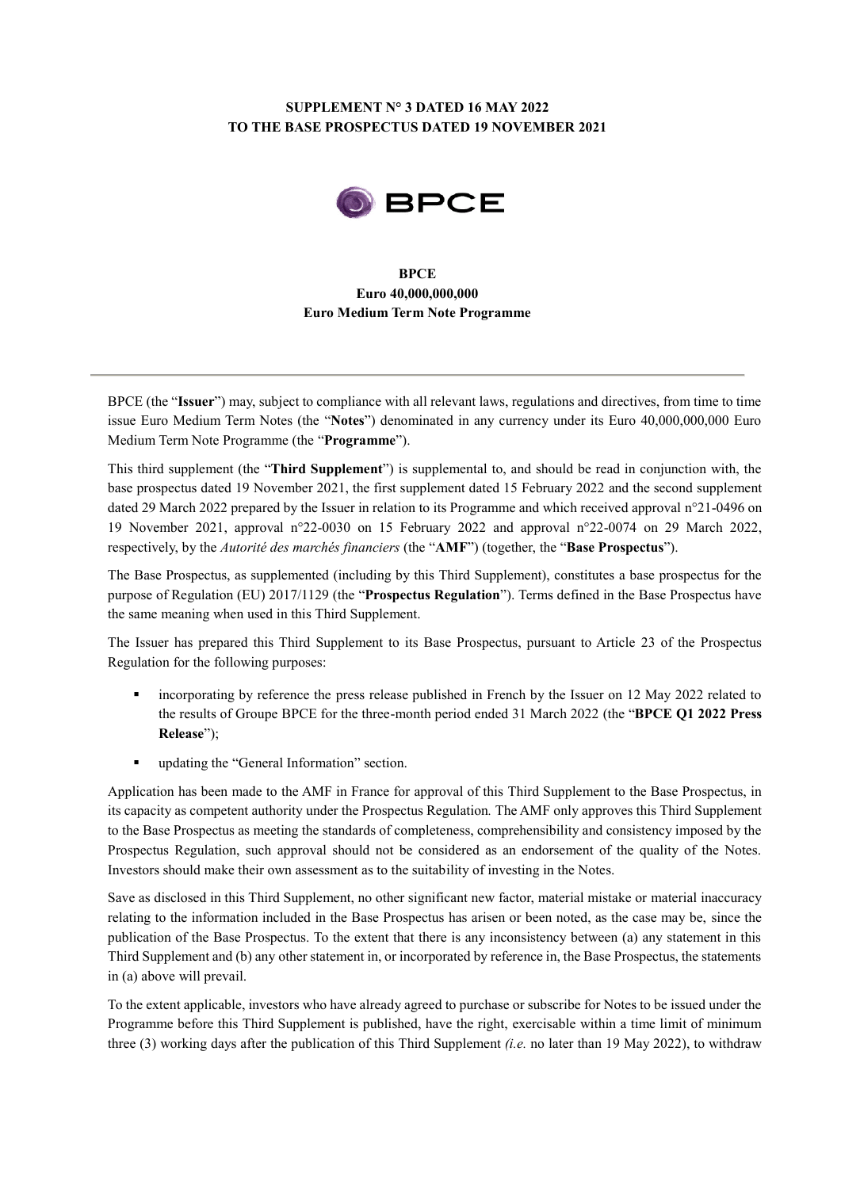**SUPPLEMENT N° 3 DATED 16 MAY 2022**
**TO THE BASE PROSPECTUS DATED 19 NOVEMBER 2021**

**BPCE**
**Euro 40,000,000,000**
**Euro Medium Term Note Programme**

---

BPCE (the "**Issuer**") may, subject to compliance with all relevant laws, regulations and directives, from time to time issue Euro Medium Term Notes (the "**Notes**") denominated in any currency under its Euro 40,000,000,000 Euro Medium Term Note Programme (the "**Programme**").

This third supplement (the "**Third Supplement**") is supplemental to, and should be read in conjunction with, the base prospectus dated 19 November 2021, the first supplement dated 15 February 2022 and the second supplement dated 29 March 2022 prepared by the Issuer in relation to its Programme and which received approval n°21-0496 on 19 November 2021, approval n°22-0030 on 15 February 2022 and approval n°22-0074 on 29 March 2022, respectively, by the *Autorité des marchés financiers* (the "**AMF**") (together, the "**Base Prospectus**").

The Base Prospectus, as supplemented (including by this Third Supplement), constitutes a base prospectus for the purpose of Regulation (EU) 2017/1129 (the "**Prospectus Regulation**"). Terms defined in the Base Prospectus have the same meaning when used in this Third Supplement.

The Issuer has prepared this Third Supplement to its Base Prospectus, pursuant to Article 23 of the Prospectus Regulation for the following purposes:

- incorporating by reference the press release published in French by the Issuer on 12 May 2022 related to the results of Groupe BPCE for the three-month period ended 31 March 2022 (the "**BPCE Q1 2022 Press Release**");
- updating the "General Information" section.

Application has been made to the AMF in France for approval of this Third Supplement to the Base Prospectus, in its capacity as competent authority under the Prospectus Regulation. The AMF only approves this Third Supplement to the Base Prospectus as meeting the standards of completeness, comprehensibility and consistency imposed by the Prospectus Regulation, such approval should not be considered as an endorsement of the quality of the Notes. Investors should make their own assessment as to the suitability of investing in the Notes.

Save as disclosed in this Third Supplement, no other significant new factor, material mistake or material inaccuracy relating to the information included in the Base Prospectus has arisen or been noted, as the case may be, since the publication of the Base Prospectus. To the extent that there is any inconsistency between (a) any statement in this Third Supplement and (b) any other statement in, or incorporated by reference in, the Base Prospectus, the statements in (a) above will prevail.

To the extent applicable, investors who have already agreed to purchase or subscribe for Notes to be issued under the Programme before this Third Supplement is published, have the right, exercisable within a time limit of minimum three (3) working days after the publication of this Third Supplement *(i.e.* no later than 19 May 2022), to withdraw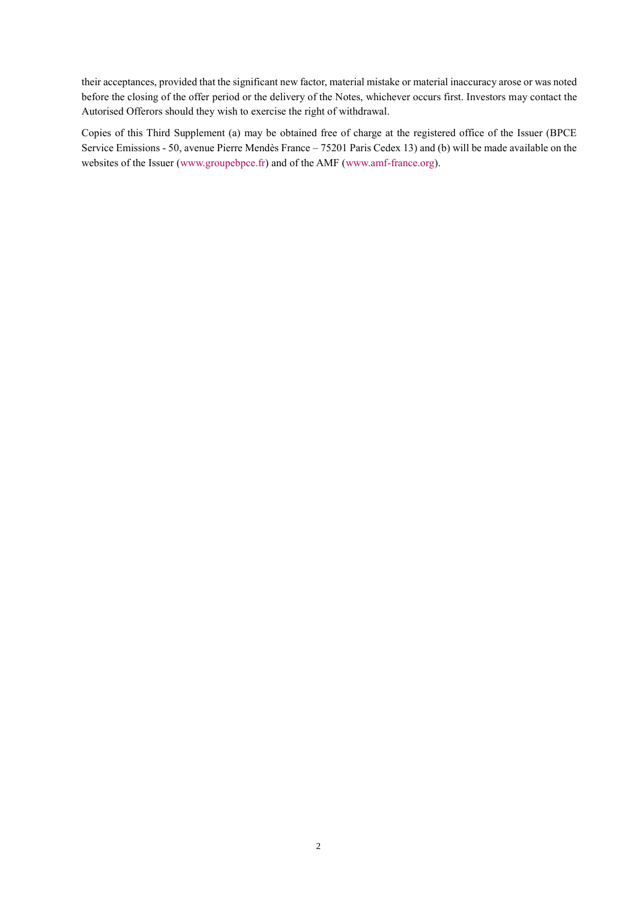their acceptances, provided that the significant new factor, material mistake or material inaccuracy arose or was noted before the closing of the offer period or the delivery of the Notes, whichever occurs first. Investors may contact the Autorised Offerors should they wish to exercise the right of withdrawal.

Copies of this Third Supplement (a) may be obtained free of charge at the registered office of the Issuer (BPCE Service Emissions - 50, avenue Pierre Mendès France – 75201 Paris Cedex 13) and (b) will be made available on the websites of the Issuer (www.groupebpce.fr) and of the AMF (www.amf-france.org).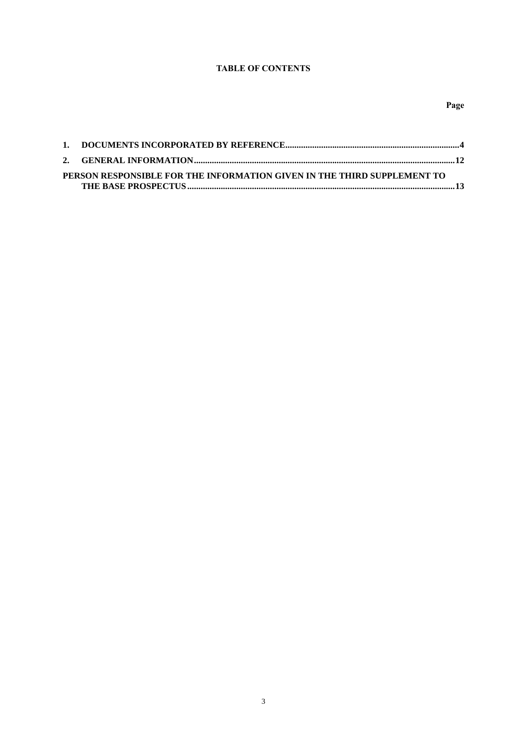**TABLE OF CONTENTS**

| | Page |
|---|---|
| **1. DOCUMENTS INCORPORATED BY REFERENCE** | **4** |
| **2. GENERAL INFORMATION** | **12** |
| **PERSON RESPONSIBLE FOR THE INFORMATION GIVEN IN THE THIRD SUPPLEMENT TO THE BASE PROSPECTUS** | **13** |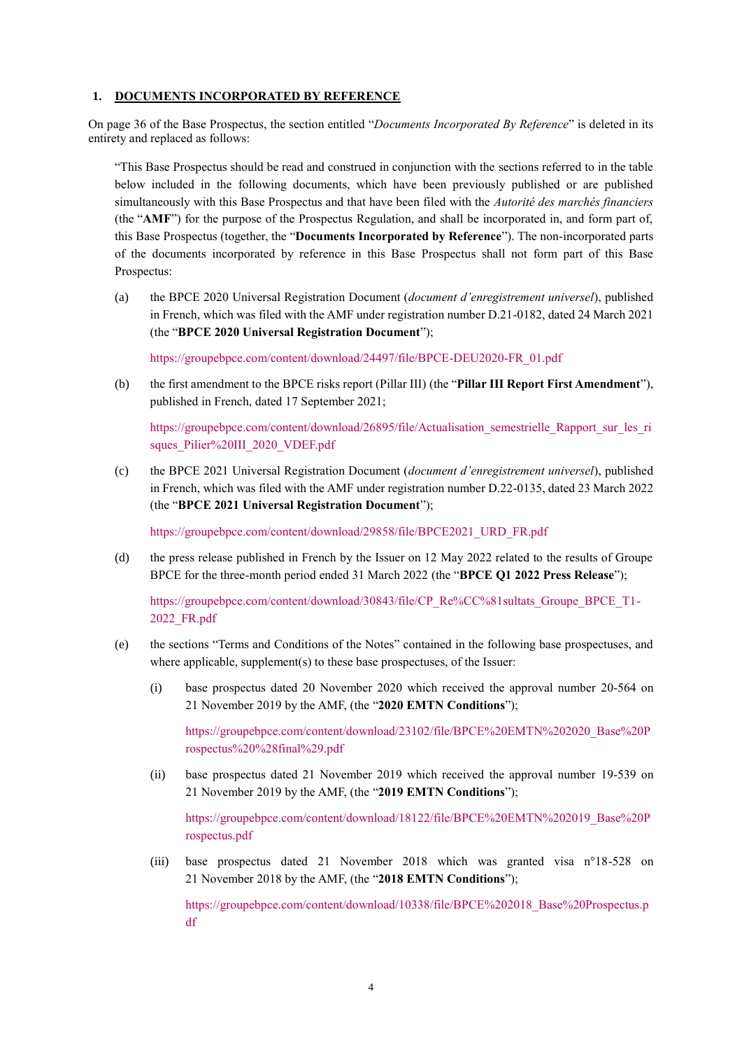## 1. DOCUMENTS INCORPORATED BY REFERENCE

On page 36 of the Base Prospectus, the section entitled "*Documents Incorporated By Reference*" is deleted in its entirety and replaced as follows:

"This Base Prospectus should be read and construed in conjunction with the sections referred to in the table below included in the following documents, which have been previously published or are published simultaneously with this Base Prospectus and that have been filed with the *Autorité des marchés financiers* (the "**AMF**") for the purpose of the Prospectus Regulation, and shall be incorporated in, and form part of, this Base Prospectus (together, the "**Documents Incorporated by Reference**"). The non-incorporated parts of the documents incorporated by reference in this Base Prospectus shall not form part of this Base Prospectus:

(a) the BPCE 2020 Universal Registration Document (*document d'enregistrement universel*), published in French, which was filed with the AMF under registration number D.21-0182, dated 24 March 2021 (the "**BPCE 2020 Universal Registration Document**");

https://groupebpce.com/content/download/24497/file/BPCE-DEU2020-FR_01.pdf

(b) the first amendment to the BPCE risks report (Pillar III) (the "**Pillar III Report First Amendment**"), published in French, dated 17 September 2021;

https://groupebpce.com/content/download/26895/file/Actualisation_semestrielle_Rapport_sur_les_risques_Pilier%20III_2020_VDEF.pdf

(c) the BPCE 2021 Universal Registration Document (*document d'enregistrement universel*), published in French, which was filed with the AMF under registration number D.22-0135, dated 23 March 2022 (the "**BPCE 2021 Universal Registration Document**");

https://groupebpce.com/content/download/29858/file/BPCE2021_URD_FR.pdf

(d) the press release published in French by the Issuer on 12 May 2022 related to the results of Groupe BPCE for the three-month period ended 31 March 2022 (the "**BPCE Q1 2022 Press Release**");

https://groupebpce.com/content/download/30843/file/CP_Re%CC%81sultats_Groupe_BPCE_T1-2022_FR.pdf

(e) the sections "Terms and Conditions of the Notes" contained in the following base prospectuses, and where applicable, supplement(s) to these base prospectuses, of the Issuer:

(i) base prospectus dated 20 November 2020 which received the approval number 20-564 on 21 November 2019 by the AMF, (the "**2020 EMTN Conditions**");

https://groupebpce.com/content/download/23102/file/BPCE%20EMTN%202020_Base%20Prospectus%20%28final%29.pdf

(ii) base prospectus dated 21 November 2019 which received the approval number 19-539 on 21 November 2019 by the AMF, (the "**2019 EMTN Conditions**");

https://groupebpce.com/content/download/18122/file/BPCE%20EMTN%202019_Base%20Prospectus.pdf

(iii) base prospectus dated 21 November 2018 which was granted visa n°18-528 on 21 November 2018 by the AMF, (the "**2018 EMTN Conditions**");

https://groupebpce.com/content/download/10338/file/BPCE%202018_Base%20Prospectus.pdf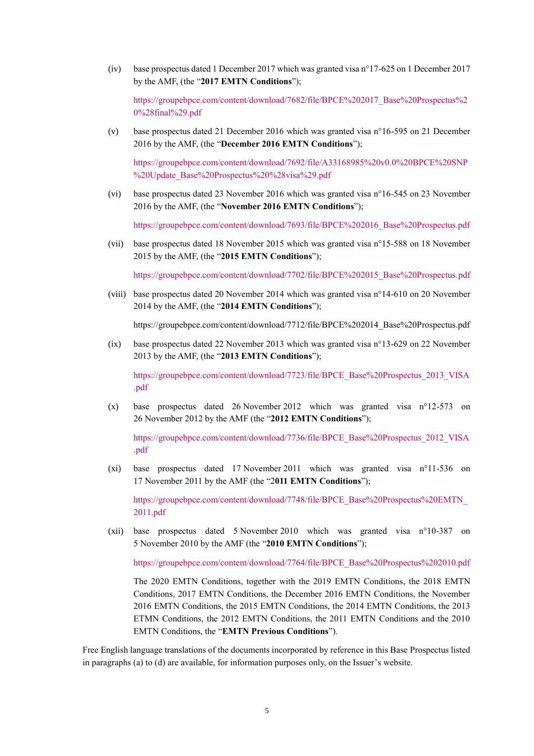(iv) base prospectus dated 1 December 2017 which was granted visa n°17-625 on 1 December 2017 by the AMF, (the "**2017 EMTN Conditions**");

https://groupebpce.com/content/download/7682/file/BPCE%202017_Base%20Prospectus%20%28final%29.pdf

(v) base prospectus dated 21 December 2016 which was granted visa n°16-595 on 21 December 2016 by the AMF, (the "**December 2016 EMTN Conditions**");

https://groupebpce.com/content/download/7692/file/A33168985%20v0.0%20BPCE%20SNP%20Update_Base%20Prospectus%20%28visa%29.pdf

(vi) base prospectus dated 23 November 2016 which was granted visa n°16-545 on 23 November 2016 by the AMF, (the "**November 2016 EMTN Conditions**");

https://groupebpce.com/content/download/7693/file/BPCE%202016_Base%20Prospectus.pdf

(vii) base prospectus dated 18 November 2015 which was granted visa n°15-588 on 18 November 2015 by the AMF, (the "**2015 EMTN Conditions**");

https://groupebpce.com/content/download/7702/file/BPCE%202015_Base%20Prospectus.pdf

(viii) base prospectus dated 20 November 2014 which was granted visa n°14-610 on 20 November 2014 by the AMF, (the "**2014 EMTN Conditions**");

https://groupebpce.com/content/download/7712/file/BPCE%202014_Base%20Prospectus.pdf

(ix) base prospectus dated 22 November 2013 which was granted visa n°13-629 on 22 November 2013 by the AMF, (the "**2013 EMTN Conditions**");

https://groupebpce.com/content/download/7723/file/BPCE_Base%20Prospectus_2013_VISA.pdf

(x) base prospectus dated 26 November 2012 which was granted visa n°12-573 on 26 November 2012 by the AMF (the "**2012 EMTN Conditions**");

https://groupebpce.com/content/download/7736/file/BPCE_Base%20Prospectus_2012_VISA.pdf

(xi) base prospectus dated 17 November 2011 which was granted visa n°11-536 on 17 November 2011 by the AMF (the "2**011 EMTN Conditions**");

https://groupebpce.com/content/download/7748/file/BPCE_Base%20Prospectus%20EMTN_2011.pdf

(xii) base prospectus dated 5 November 2010 which was granted visa n°10-387 on 5 November 2010 by the AMF (the "**2010 EMTN Conditions**");

https://groupebpce.com/content/download/7764/file/BPCE_Base%20Prospectus%202010.pdf

The 2020 EMTN Conditions, together with the 2019 EMTN Conditions, the 2018 EMTN Conditions, 2017 EMTN Conditions, the December 2016 EMTN Conditions, the November 2016 EMTN Conditions, the 2015 EMTN Conditions, the 2014 EMTN Conditions, the 2013 ETMN Conditions, the 2012 EMTN Conditions, the 2011 EMTN Conditions and the 2010 EMTN Conditions, the "**EMTN Previous Conditions**").

Free English language translations of the documents incorporated by reference in this Base Prospectus listed in paragraphs (a) to (d) are available, for information purposes only, on the Issuer's website.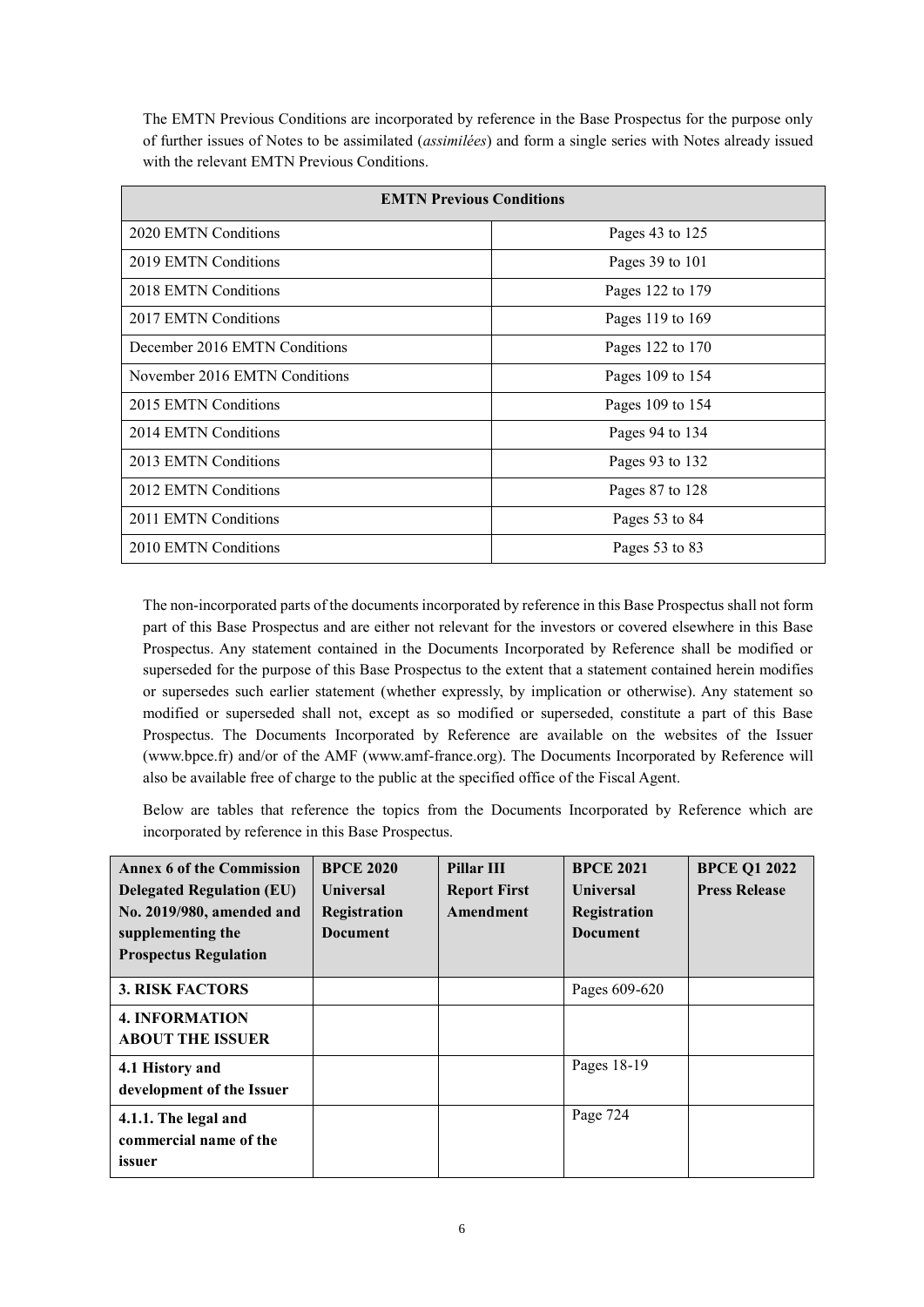The EMTN Previous Conditions are incorporated by reference in the Base Prospectus for the purpose only of further issues of Notes to be assimilated (*assimilées*) and form a single series with Notes already issued with the relevant EMTN Previous Conditions.

| **EMTN Previous Conditions** | |
|---|---|
| 2020 EMTN Conditions | Pages 43 to 125 |
| 2019 EMTN Conditions | Pages 39 to 101 |
| 2018 EMTN Conditions | Pages 122 to 179 |
| 2017 EMTN Conditions | Pages 119 to 169 |
| December 2016 EMTN Conditions | Pages 122 to 170 |
| November 2016 EMTN Conditions | Pages 109 to 154 |
| 2015 EMTN Conditions | Pages 109 to 154 |
| 2014 EMTN Conditions | Pages 94 to 134 |
| 2013 EMTN Conditions | Pages 93 to 132 |
| 2012 EMTN Conditions | Pages 87 to 128 |
| 2011 EMTN Conditions | Pages 53 to 84 |
| 2010 EMTN Conditions | Pages 53 to 83 |

The non-incorporated parts of the documents incorporated by reference in this Base Prospectus shall not form part of this Base Prospectus and are either not relevant for the investors or covered elsewhere in this Base Prospectus. Any statement contained in the Documents Incorporated by Reference shall be modified or superseded for the purpose of this Base Prospectus to the extent that a statement contained herein modifies or supersedes such earlier statement (whether expressly, by implication or otherwise). Any statement so modified or superseded shall not, except as so modified or superseded, constitute a part of this Base Prospectus. The Documents Incorporated by Reference are available on the websites of the Issuer (www.bpce.fr) and/or of the AMF (www.amf-france.org). The Documents Incorporated by Reference will also be available free of charge to the public at the specified office of the Fiscal Agent.

Below are tables that reference the topics from the Documents Incorporated by Reference which are incorporated by reference in this Base Prospectus.

| **Annex 6 of the Commission Delegated Regulation (EU) No. 2019/980, amended and supplementing the Prospectus Regulation** | **BPCE 2020 Universal Registration Document** | **Pillar III Report First Amendment** | **BPCE 2021 Universal Registration Document** | **BPCE Q1 2022 Press Release** |
|---|---|---|---|---|
| **3. RISK FACTORS** | | | Pages 609-620 | |
| **4. INFORMATION ABOUT THE ISSUER** | | | | |
| **4.1 History and development of the Issuer** | | | Pages 18-19 | |
| **4.1.1. The legal and commercial name of the issuer** | | | Page 724 | |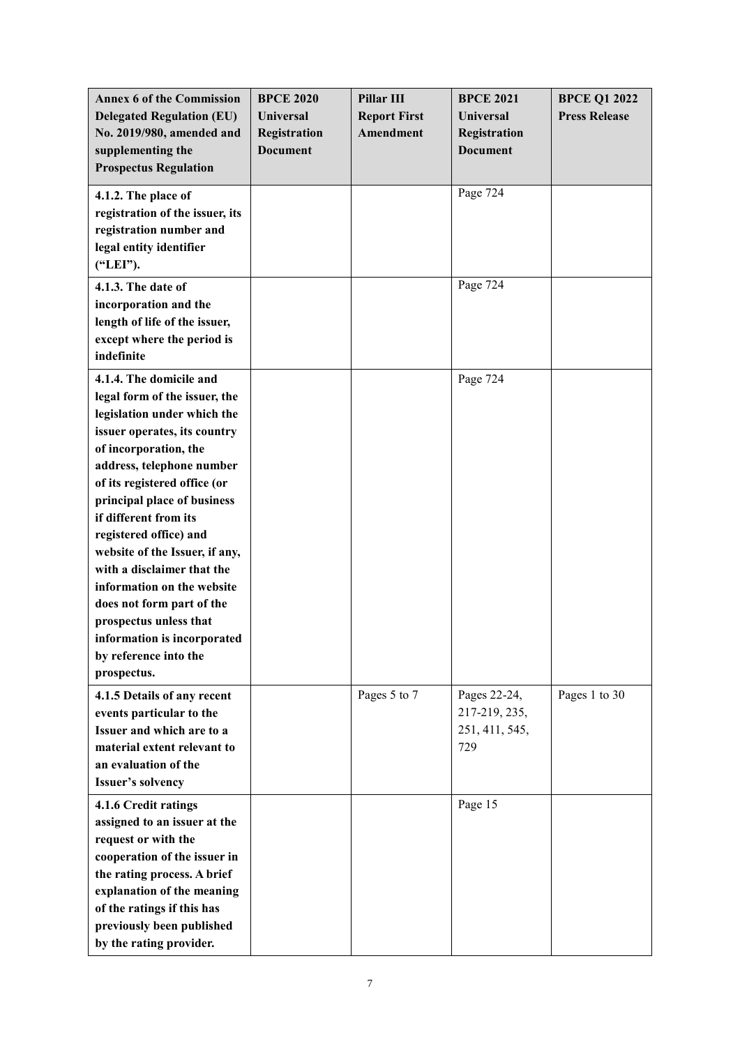| Annex 6 of the Commission Delegated Regulation (EU) No. 2019/980, amended and supplementing the Prospectus Regulation | BPCE 2020 Universal Registration Document | Pillar III Report First Amendment | BPCE 2021 Universal Registration Document | BPCE Q1 2022 Press Release |
|---|---|---|---|---|
| **4.1.2. The place of registration of the issuer, its registration number and legal entity identifier ("LEI").** | | | Page 724 | |
| **4.1.3. The date of incorporation and the length of life of the issuer, except where the period is indefinite** | | | Page 724 | |
| **4.1.4. The domicile and legal form of the issuer, the legislation under which the issuer operates, its country of incorporation, the address, telephone number of its registered office (or principal place of business if different from its registered office) and website of the Issuer, if any, with a disclaimer that the information on the website does not form part of the prospectus unless that information is incorporated by reference into the prospectus.** | | | Page 724 | |
| **4.1.5 Details of any recent events particular to the Issuer and which are to a material extent relevant to an evaluation of the Issuer's solvency** | | Pages 5 to 7 | Pages 22-24, 217-219, 235, 251, 411, 545, 729 | Pages 1 to 30 |
| **4.1.6 Credit ratings assigned to an issuer at the request or with the cooperation of the issuer in the rating process. A brief explanation of the meaning of the ratings if this has previously been published by the rating provider.** | | | Page 15 | |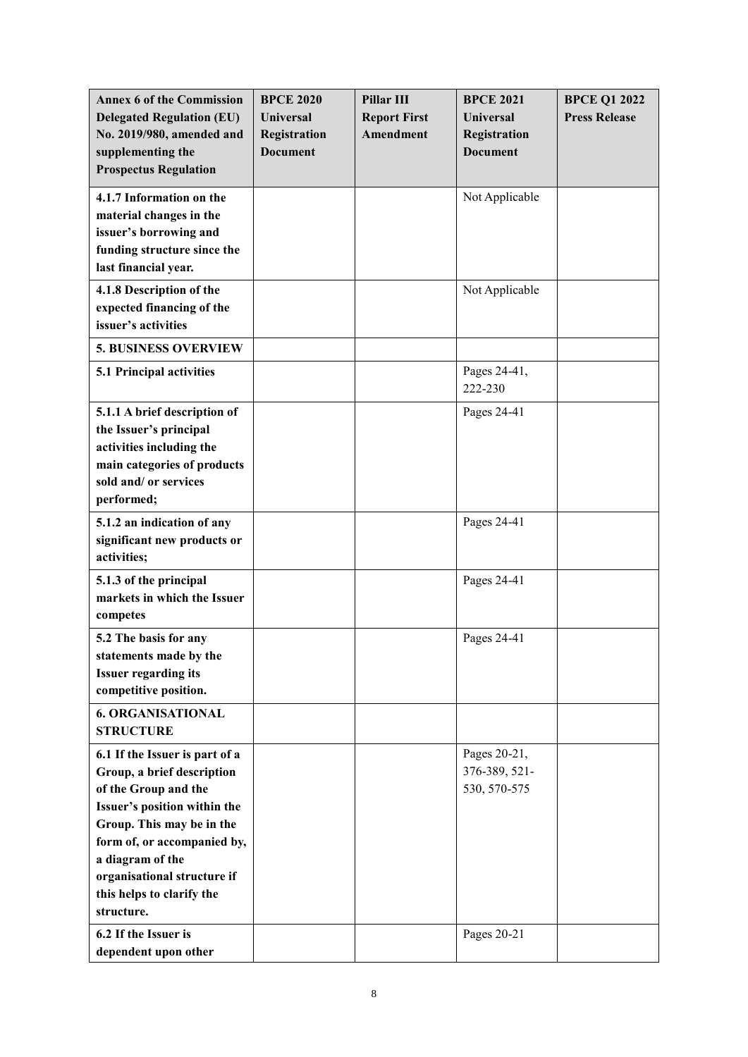| Annex 6 of the Commission Delegated Regulation (EU) No. 2019/980, amended and supplementing the Prospectus Regulation | BPCE 2020 Universal Registration Document | Pillar III Report First Amendment | BPCE 2021 Universal Registration Document | BPCE Q1 2022 Press Release |
|---|---|---|---|---|
| **4.1.7 Information on the material changes in the issuer's borrowing and funding structure since the last financial year.** | | | Not Applicable | |
| **4.1.8 Description of the expected financing of the issuer's activities** | | | Not Applicable | |
| **5. BUSINESS OVERVIEW** | | | | |
| **5.1 Principal activities** | | | Pages 24-41, 222-230 | |
| **5.1.1 A brief description of the Issuer's principal activities including the main categories of products sold and/ or services performed;** | | | Pages 24-41 | |
| **5.1.2 an indication of any significant new products or activities;** | | | Pages 24-41 | |
| **5.1.3 of the principal markets in which the Issuer competes** | | | Pages 24-41 | |
| **5.2 The basis for any statements made by the Issuer regarding its competitive position.** | | | Pages 24-41 | |
| **6. ORGANISATIONAL STRUCTURE** | | | | |
| **6.1 If the Issuer is part of a Group, a brief description of the Group and the Issuer's position within the Group. This may be in the form of, or accompanied by, a diagram of the organisational structure if this helps to clarify the structure.** | | | Pages 20-21, 376-389, 521-530, 570-575 | |
| **6.2 If the Issuer is dependent upon other** | | | Pages 20-21 | |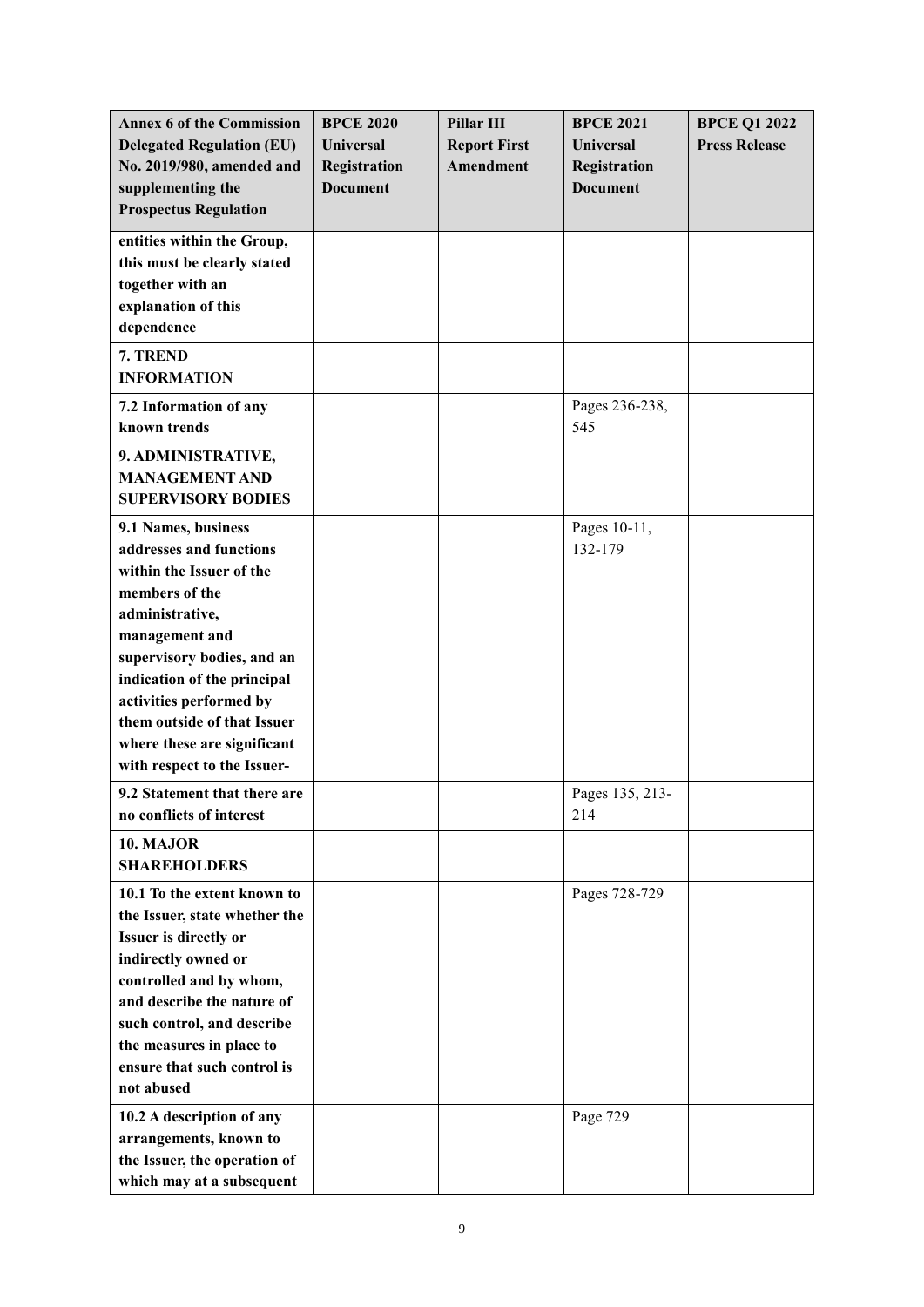| Annex 6 of the Commission Delegated Regulation (EU) No. 2019/980, amended and supplementing the Prospectus Regulation | BPCE 2020 Universal Registration Document | Pillar III Report First Amendment | BPCE 2021 Universal Registration Document | BPCE Q1 2022 Press Release |
|---|---|---|---|---|
| **entities within the Group, this must be clearly stated together with an explanation of this dependence** | | | | |
| **7. TREND INFORMATION** | | | | |
| **7.2 Information of any known trends** | | | Pages 236-238, 545 | |
| **9. ADMINISTRATIVE, MANAGEMENT AND SUPERVISORY BODIES** | | | | |
| **9.1 Names, business addresses and functions within the Issuer of the members of the administrative, management and supervisory bodies, and an indication of the principal activities performed by them outside of that Issuer where these are significant with respect to the Issuer-** | | | Pages 10-11, 132-179 | |
| **9.2 Statement that there are no conflicts of interest** | | | Pages 135, 213-214 | |
| **10. MAJOR SHAREHOLDERS** | | | | |
| **10.1 To the extent known to the Issuer, state whether the Issuer is directly or indirectly owned or controlled and by whom, and describe the nature of such control, and describe the measures in place to ensure that such control is not abused** | | | Pages 728-729 | |
| **10.2 A description of any arrangements, known to the Issuer, the operation of which may at a subsequent** | | | Page 729 | |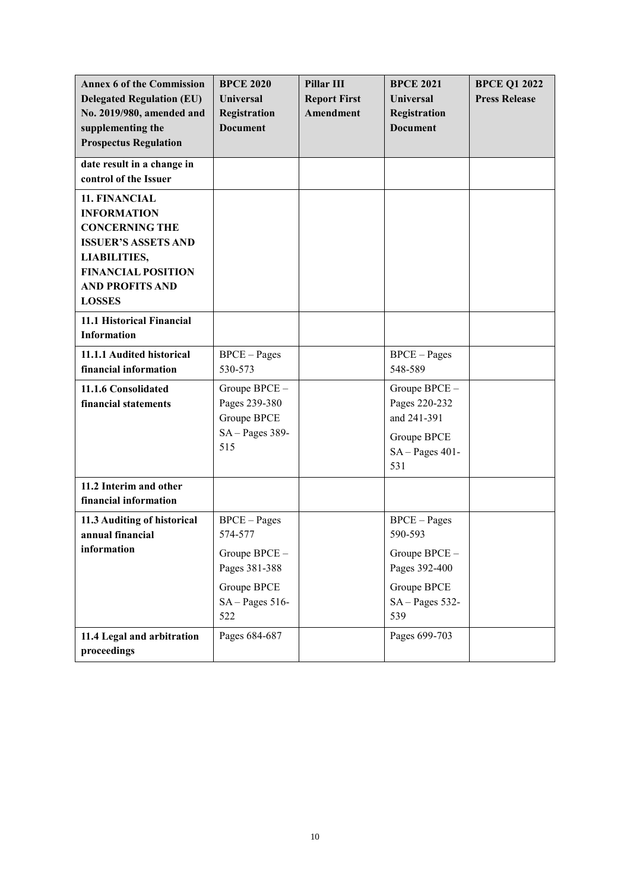| Annex 6 of the Commission Delegated Regulation (EU) No. 2019/980, amended and supplementing the Prospectus Regulation | BPCE 2020 Universal Registration Document | Pillar III Report First Amendment | BPCE 2021 Universal Registration Document | BPCE Q1 2022 Press Release |
|---|---|---|---|---|
| **date result in a change in control of the Issuer** | | | | |
| **11. FINANCIAL INFORMATION CONCERNING THE ISSUER'S ASSETS AND LIABILITIES, FINANCIAL POSITION AND PROFITS AND LOSSES** | | | | |
| **11.1 Historical Financial Information** | | | | |
| **11.1.1 Audited historical financial information** | BPCE – Pages 530-573 | | BPCE – Pages 548-589 | |
| **11.1.6 Consolidated financial statements** | Groupe BPCE – Pages 239-380<br>Groupe BPCE SA – Pages 389-515 | | Groupe BPCE – Pages 220-232 and 241-391<br>Groupe BPCE SA – Pages 401-531 | |
| **11.2 Interim and other financial information** | | | | |
| **11.3 Auditing of historical annual financial information** | BPCE – Pages 574-577<br>Groupe BPCE – Pages 381-388<br>Groupe BPCE SA – Pages 516-522 | | BPCE – Pages 590-593<br>Groupe BPCE – Pages 392-400<br>Groupe BPCE SA – Pages 532-539 | |
| **11.4 Legal and arbitration proceedings** | Pages 684-687 | | Pages 699-703 | |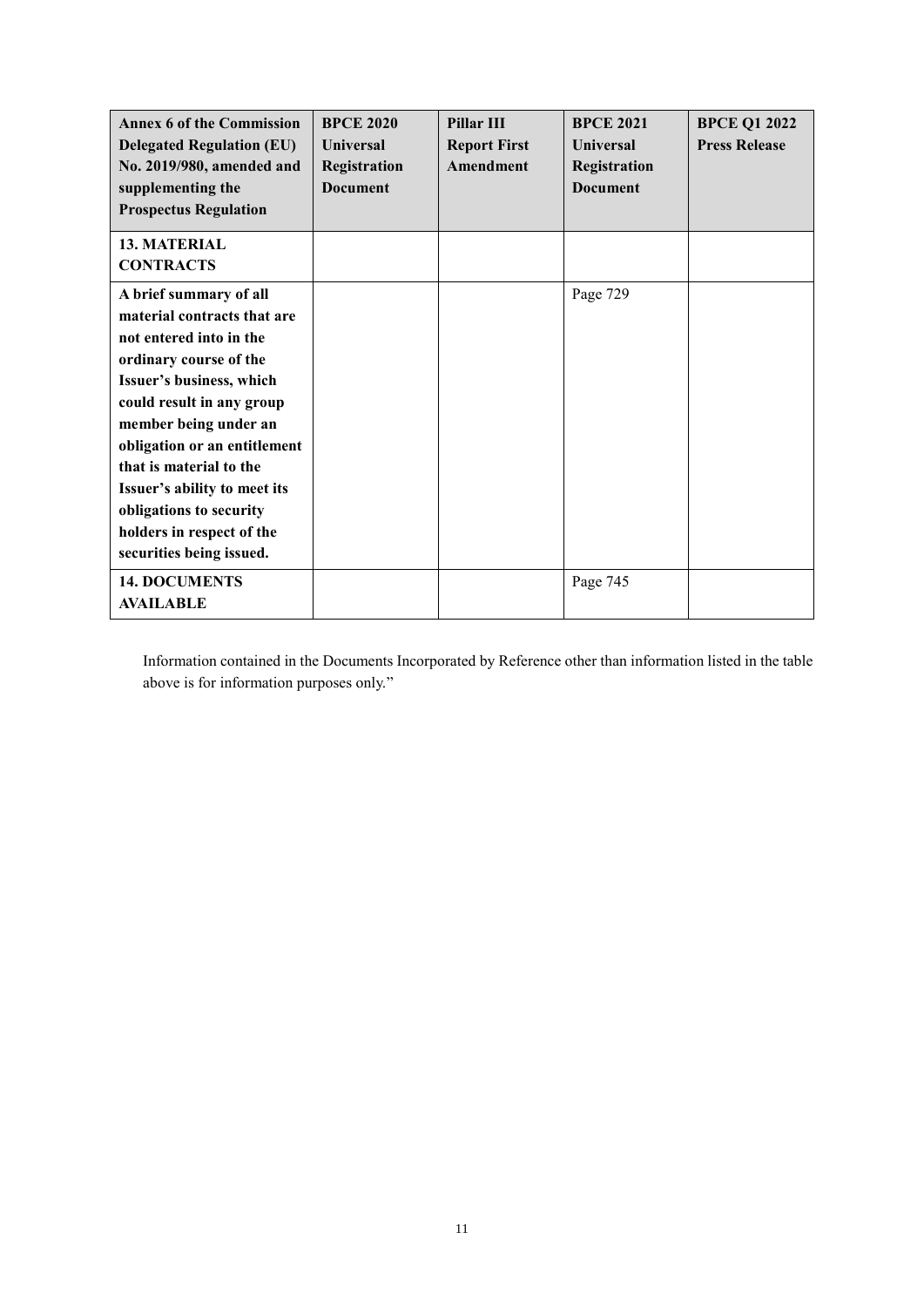| **Annex 6 of the Commission Delegated Regulation (EU) No. 2019/980, amended and supplementing the Prospectus Regulation** | **BPCE 2020 Universal Registration Document** | **Pillar III Report First Amendment** | **BPCE 2021 Universal Registration Document** | **BPCE Q1 2022 Press Release** |
|---|---|---|---|---|
| **13. MATERIAL CONTRACTS** | | | | |
| **A brief summary of all material contracts that are not entered into in the ordinary course of the Issuer's business, which could result in any group member being under an obligation or an entitlement that is material to the Issuer's ability to meet its obligations to security holders in respect of the securities being issued.** | | | Page 729 | |
| **14. DOCUMENTS AVAILABLE** | | | Page 745 | |

Information contained in the Documents Incorporated by Reference other than information listed in the table above is for information purposes only."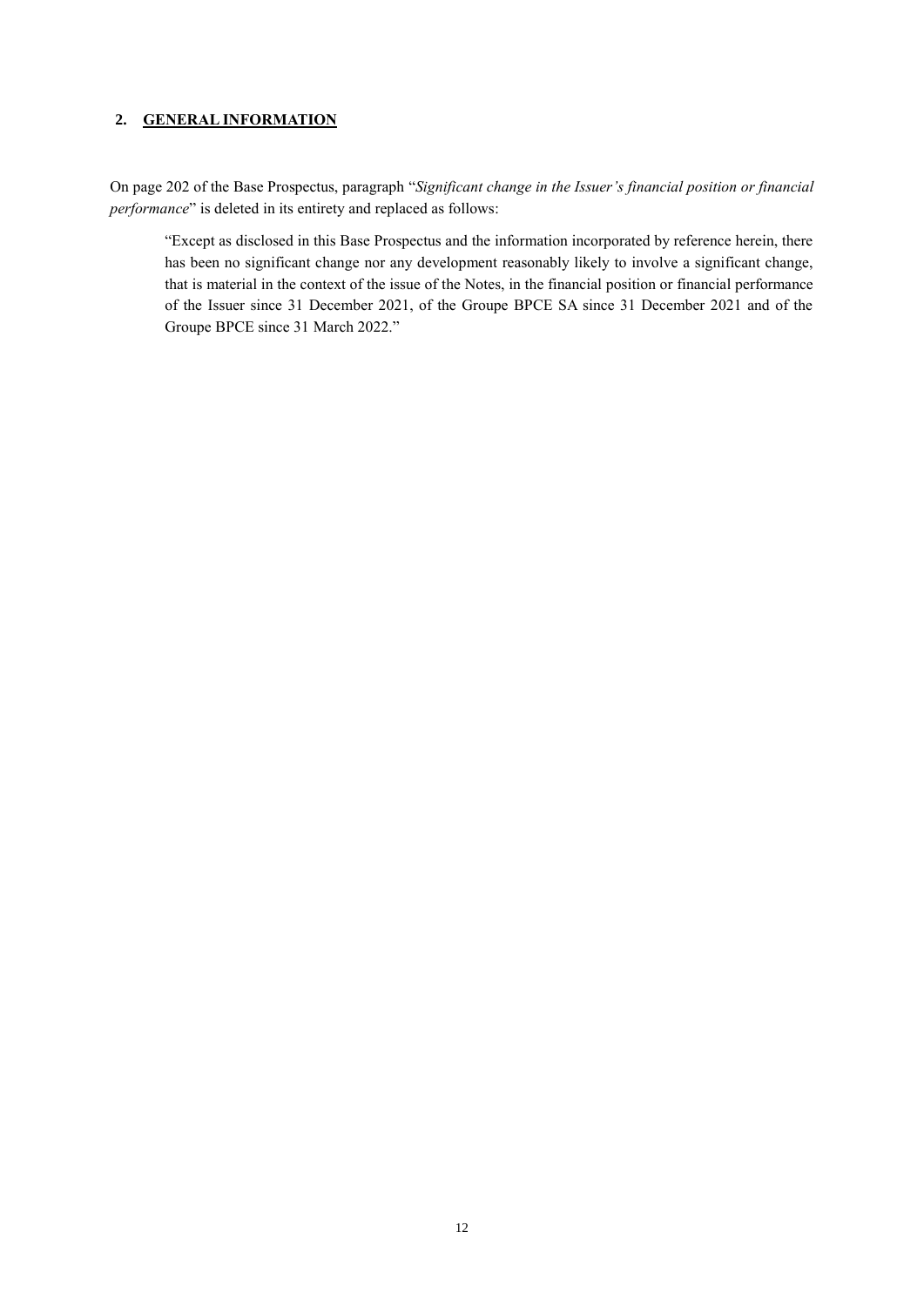## 2. GENERAL INFORMATION

On page 202 of the Base Prospectus, paragraph "*Significant change in the Issuer's financial position or financial performance*" is deleted in its entirety and replaced as follows:

> "Except as disclosed in this Base Prospectus and the information incorporated by reference herein, there has been no significant change nor any development reasonably likely to involve a significant change, that is material in the context of the issue of the Notes, in the financial position or financial performance of the Issuer since 31 December 2021, of the Groupe BPCE SA since 31 December 2021 and of the Groupe BPCE since 31 March 2022."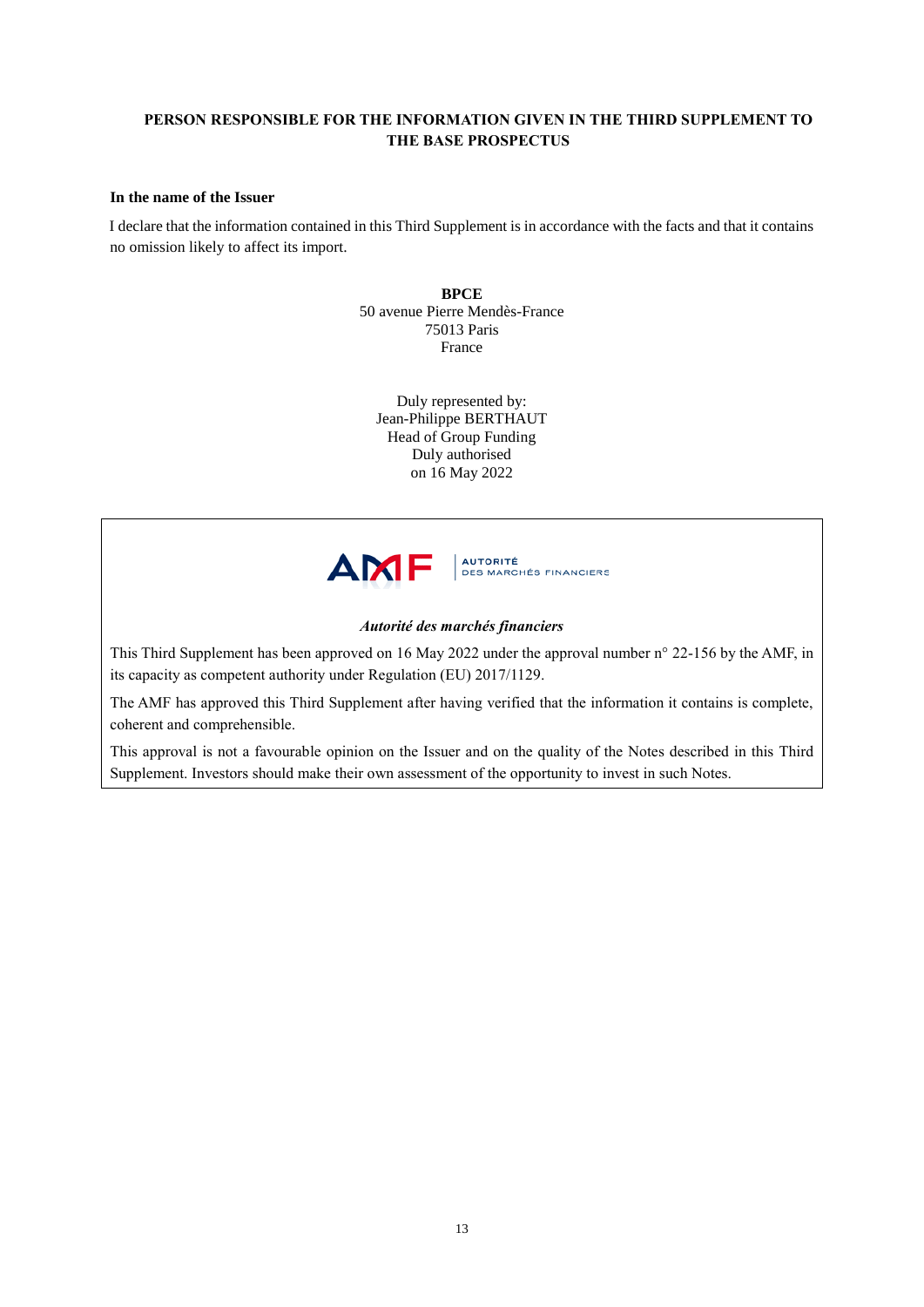**PERSON RESPONSIBLE FOR THE INFORMATION GIVEN IN THE THIRD SUPPLEMENT TO THE BASE PROSPECTUS**

**In the name of the Issuer**

I declare that the information contained in this Third Supplement is in accordance with the facts and that it contains no omission likely to affect its import.

**BPCE**
50 avenue Pierre Mendès-France
75013 Paris
France

Duly represented by:
Jean-Philippe BERTHAUT
Head of Group Funding
Duly authorised
on 16 May 2022

AMF | AUTORITÉ DES MARCHÉS FINANCIERS

***Autorité des marchés financiers***

This Third Supplement has been approved on 16 May 2022 under the approval number n° 22-156 by the AMF, in its capacity as competent authority under Regulation (EU) 2017/1129.

The AMF has approved this Third Supplement after having verified that the information it contains is complete, coherent and comprehensible.

This approval is not a favourable opinion on the Issuer and on the quality of the Notes described in this Third Supplement. Investors should make their own assessment of the opportunity to invest in such Notes.